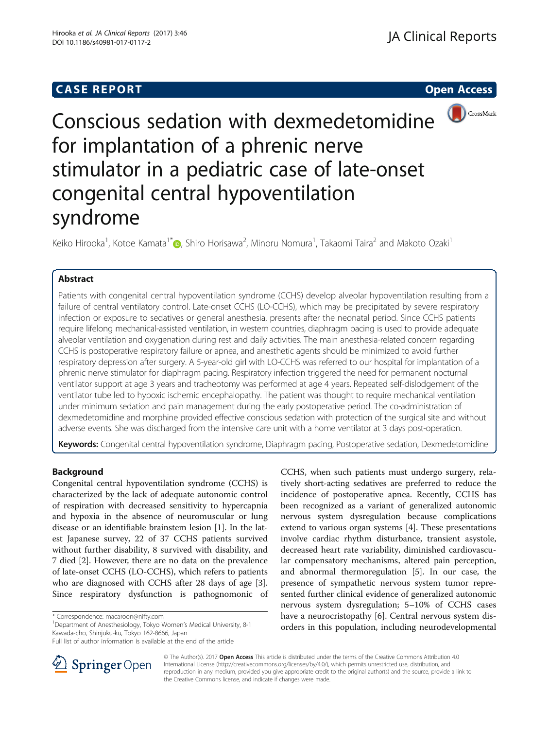CASE REPORT

Open Access

# Conscious sedation with dexmedetomidine for implantation of a phrenic nerve stimulator in a pediatric case of late-onset congenital central hypoventilation syndrome

Keiko Hirooka[1], Kotoe Kamata[1*], Shiro Horisawa[2], Minoru Nomura[1], Takaomi Taira[2] and Makoto Ozaki[1]

## Abstract

Patients with congenital central hypoventilation syndrome (CCHS) develop alveolar hypoventilation resulting from a failure of central ventilatory control. Late-onset CCHS (LO-CCHS), which may be precipitated by severe respiratory infection or exposure to sedatives or general anesthesia, presents after the neonatal period. Since CCHS patients require lifelong mechanical-assisted ventilation, in western countries, diaphragm pacing is used to provide adequate alveolar ventilation and oxygenation during rest and daily activities. The main anesthesia-related concern regarding CCHS is postoperative respiratory failure or apnea, and anesthetic agents should be minimized to avoid further respiratory depression after surgery. A 5-year-old girl with LO-CCHS was referred to our hospital for implantation of a phrenic nerve stimulator for diaphragm pacing. Respiratory infection triggered the need for permanent nocturnal ventilator support at age 3 years and tracheotomy was performed at age 4 years. Repeated self-dislodgement of the ventilator tube led to hypoxic ischemic encephalopathy. The patient was thought to require mechanical ventilation under minimum sedation and pain management during the early postoperative period. The co-administration of dexmedetomidine and morphine provided effective conscious sedation with protection of the surgical site and without adverse events. She was discharged from the intensive care unit with a home ventilator at 3 days post-operation.

**Keywords:** Congenital central hypoventilation syndrome, Diaphragm pacing, Postoperative sedation, Dexmedetomidine

## Background

Congenital central hypoventilation syndrome (CCHS) is characterized by the lack of adequate autonomic control of respiration with decreased sensitivity to hypercapnia and hypoxia in the absence of neuromuscular or lung disease or an identifiable brainstem lesion [1]. In the latest Japanese survey, 22 of 37 CCHS patients survived without further disability, 8 survived with disability, and 7 died [2]. However, there are no data on the prevalence of late-onset CCHS (LO-CCHS), which refers to patients who are diagnosed with CCHS after 28 days of age [3]. Since respiratory dysfunction is pathognomonic of CCHS, when such patients must undergo surgery, relatively short-acting sedatives are preferred to reduce the incidence of postoperative apnea. Recently, CCHS has been recognized as a variant of generalized autonomic nervous system dysregulation because complications extend to various organ systems [4]. These presentations involve cardiac rhythm disturbance, transient asystole, decreased heart rate variability, diminished cardiovascular compensatory mechanisms, altered pain perception, and abnormal thermoregulation [5]. In our case, the presence of sympathetic nervous system tumor represented further clinical evidence of generalized autonomic nervous system dysregulation; 5–10% of CCHS cases have a neurocristopathy [6]. Central nervous system disorders in this population, including neurodevelopmental

\* Correspondence: macaroon@nifty.com

[1]Department of Anesthesiology, Tokyo Women's Medical University, 8-1 Kawada-cho, Shinjuku-ku, Tokyo 162-8666, Japan

Full list of author information is available at the end of the article

© The Author(s). 2017 **Open Access** This article is distributed under the terms of the Creative Commons Attribution 4.0 International License (http://creativecommons.org/licenses/by/4.0/), which permits unrestricted use, distribution, and reproduction in any medium, provided you give appropriate credit to the original author(s) and the source, provide a link to the Creative Commons license, and indicate if changes were made.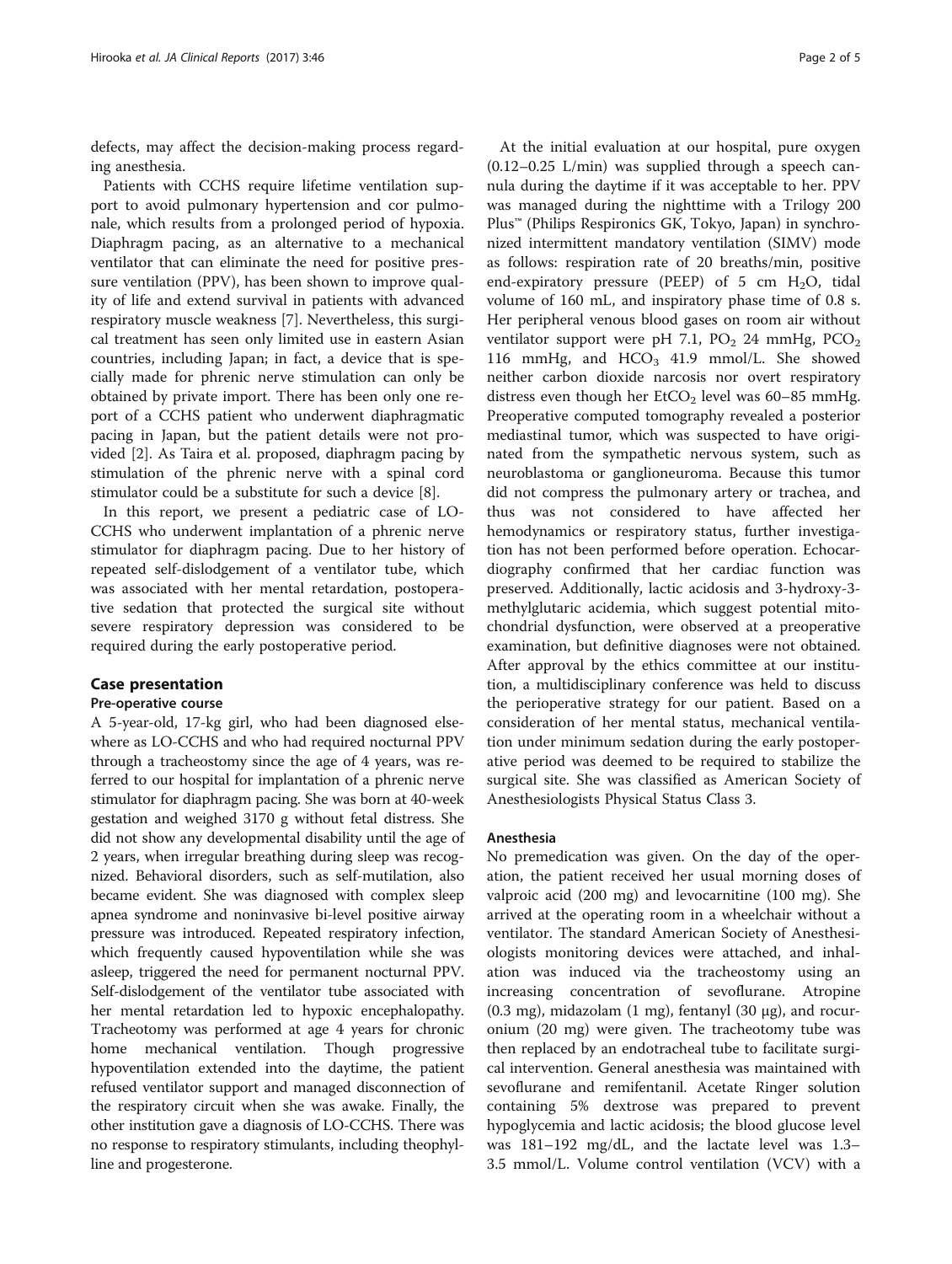defects, may affect the decision-making process regarding anesthesia.

Patients with CCHS require lifetime ventilation support to avoid pulmonary hypertension and cor pulmonale, which results from a prolonged period of hypoxia. Diaphragm pacing, as an alternative to a mechanical ventilator that can eliminate the need for positive pressure ventilation (PPV), has been shown to improve quality of life and extend survival in patients with advanced respiratory muscle weakness [7]. Nevertheless, this surgical treatment has seen only limited use in eastern Asian countries, including Japan; in fact, a device that is specially made for phrenic nerve stimulation can only be obtained by private import. There has been only one report of a CCHS patient who underwent diaphragmatic pacing in Japan, but the patient details were not provided [2]. As Taira et al. proposed, diaphragm pacing by stimulation of the phrenic nerve with a spinal cord stimulator could be a substitute for such a device [8].

In this report, we present a pediatric case of LO-CCHS who underwent implantation of a phrenic nerve stimulator for diaphragm pacing. Due to her history of repeated self-dislodgement of a ventilator tube, which was associated with her mental retardation, postoperative sedation that protected the surgical site without severe respiratory depression was considered to be required during the early postoperative period.

## Case presentation

### Pre-operative course

A 5-year-old, 17-kg girl, who had been diagnosed elsewhere as LO-CCHS and who had required nocturnal PPV through a tracheostomy since the age of 4 years, was referred to our hospital for implantation of a phrenic nerve stimulator for diaphragm pacing. She was born at 40-week gestation and weighed 3170 g without fetal distress. She did not show any developmental disability until the age of 2 years, when irregular breathing during sleep was recognized. Behavioral disorders, such as self-mutilation, also became evident. She was diagnosed with complex sleep apnea syndrome and noninvasive bi-level positive airway pressure was introduced. Repeated respiratory infection, which frequently caused hypoventilation while she was asleep, triggered the need for permanent nocturnal PPV. Self-dislodgement of the ventilator tube associated with her mental retardation led to hypoxic encephalopathy. Tracheotomy was performed at age 4 years for chronic home mechanical ventilation. Though progressive hypoventilation extended into the daytime, the patient refused ventilator support and managed disconnection of the respiratory circuit when she was awake. Finally, the other institution gave a diagnosis of LO-CCHS. There was no response to respiratory stimulants, including theophylline and progesterone.

At the initial evaluation at our hospital, pure oxygen (0.12–0.25 L/min) was supplied through a speech cannula during the daytime if it was acceptable to her. PPV was managed during the nighttime with a Trilogy 200 Plus™ (Philips Respironics GK, Tokyo, Japan) in synchronized intermittent mandatory ventilation (SIMV) mode as follows: respiration rate of 20 breaths/min, positive end-expiratory pressure (PEEP) of 5 cm $H_2O$, tidal volume of 160 mL, and inspiratory phase time of 0.8 s. Her peripheral venous blood gases on room air without ventilator support were pH 7.1, $PO_2$ 24 mmHg, $PCO_2$ 116 mmHg, and $HCO_3$ 41.9 mmol/L. She showed neither carbon dioxide narcosis nor overt respiratory distress even though her $EtCO_2$ level was 60–85 mmHg. Preoperative computed tomography revealed a posterior mediastinal tumor, which was suspected to have originated from the sympathetic nervous system, such as neuroblastoma or ganglioneuroma. Because this tumor did not compress the pulmonary artery or trachea, and thus was not considered to have affected her hemodynamics or respiratory status, further investigation has not been performed before operation. Echocardiography confirmed that her cardiac function was preserved. Additionally, lactic acidosis and 3-hydroxy-3-methylglutaric acidemia, which suggest potential mitochondrial dysfunction, were observed at a preoperative examination, but definitive diagnoses were not obtained. After approval by the ethics committee at our institution, a multidisciplinary conference was held to discuss the perioperative strategy for our patient. Based on a consideration of her mental status, mechanical ventilation under minimum sedation during the early postoperative period was deemed to be required to stabilize the surgical site. She was classified as American Society of Anesthesiologists Physical Status Class 3.

### Anesthesia

No premedication was given. On the day of the operation, the patient received her usual morning doses of valproic acid (200 mg) and levocarnitine (100 mg). She arrived at the operating room in a wheelchair without a ventilator. The standard American Society of Anesthesiologists monitoring devices were attached, and inhalation was induced via the tracheostomy using an increasing concentration of sevoflurane. Atropine (0.3 mg), midazolam (1 mg), fentanyl (30 μg), and rocuronium (20 mg) were given. The tracheotomy tube was then replaced by an endotracheal tube to facilitate surgical intervention. General anesthesia was maintained with sevoflurane and remifentanil. Acetate Ringer solution containing 5% dextrose was prepared to prevent hypoglycemia and lactic acidosis; the blood glucose level was 181–192 mg/dL, and the lactate level was 1.3–3.5 mmol/L. Volume control ventilation (VCV) with a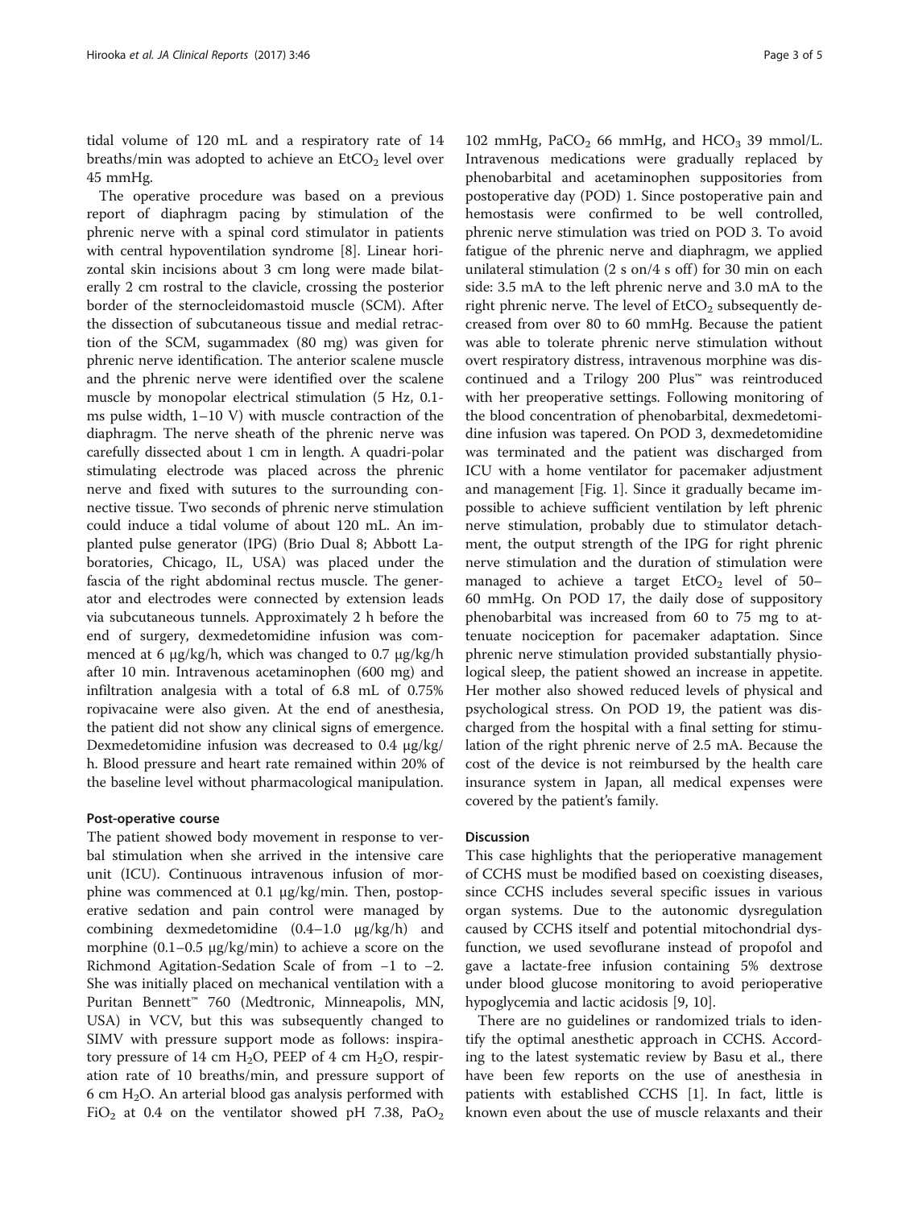tidal volume of 120 mL and a respiratory rate of 14 breaths/min was adopted to achieve an $EtCO_2$ level over 45 mmHg.

The operative procedure was based on a previous report of diaphragm pacing by stimulation of the phrenic nerve with a spinal cord stimulator in patients with central hypoventilation syndrome [8]. Linear horizontal skin incisions about 3 cm long were made bilaterally 2 cm rostral to the clavicle, crossing the posterior border of the sternocleidomastoid muscle (SCM). After the dissection of subcutaneous tissue and medial retraction of the SCM, sugammadex (80 mg) was given for phrenic nerve identification. The anterior scalene muscle and the phrenic nerve were identified over the scalene muscle by monopolar electrical stimulation (5 Hz, 0.1-ms pulse width, 1–10 V) with muscle contraction of the diaphragm. The nerve sheath of the phrenic nerve was carefully dissected about 1 cm in length. A quadri-polar stimulating electrode was placed across the phrenic nerve and fixed with sutures to the surrounding connective tissue. Two seconds of phrenic nerve stimulation could induce a tidal volume of about 120 mL. An implanted pulse generator (IPG) (Brio Dual 8; Abbott Laboratories, Chicago, IL, USA) was placed under the fascia of the right abdominal rectus muscle. The generator and electrodes were connected by extension leads via subcutaneous tunnels. Approximately 2 h before the end of surgery, dexmedetomidine infusion was commenced at 6 μg/kg/h, which was changed to 0.7 μg/kg/h after 10 min. Intravenous acetaminophen (600 mg) and infiltration analgesia with a total of 6.8 mL of 0.75% ropivacaine were also given. At the end of anesthesia, the patient did not show any clinical signs of emergence. Dexmedetomidine infusion was decreased to 0.4 μg/kg/h. Blood pressure and heart rate remained within 20% of the baseline level without pharmacological manipulation.

## Post-operative course

The patient showed body movement in response to verbal stimulation when she arrived in the intensive care unit (ICU). Continuous intravenous infusion of morphine was commenced at 0.1 μg/kg/min. Then, postoperative sedation and pain control were managed by combining dexmedetomidine (0.4–1.0 μg/kg/h) and morphine (0.1–0.5 μg/kg/min) to achieve a score on the Richmond Agitation-Sedation Scale of from −1 to −2. She was initially placed on mechanical ventilation with a Puritan Bennett™ 760 (Medtronic, Minneapolis, MN, USA) in VCV, but this was subsequently changed to SIMV with pressure support mode as follows: inspiratory pressure of 14 cm $H_2O$, PEEP of 4 cm $H_2O$, respiration rate of 10 breaths/min, and pressure support of 6 cm $H_2O$. An arterial blood gas analysis performed with $FiO_2$ at 0.4 on the ventilator showed pH 7.38, $PaO_2$ 102 mmHg, $PaCO_2$ 66 mmHg, and $HCO_3$ 39 mmol/L. Intravenous medications were gradually replaced by phenobarbital and acetaminophen suppositories from postoperative day (POD) 1. Since postoperative pain and hemostasis were confirmed to be well controlled, phrenic nerve stimulation was tried on POD 3. To avoid fatigue of the phrenic nerve and diaphragm, we applied unilateral stimulation (2 s on/4 s off) for 30 min on each side: 3.5 mA to the left phrenic nerve and 3.0 mA to the right phrenic nerve. The level of $EtCO_2$ subsequently decreased from over 80 to 60 mmHg. Because the patient was able to tolerate phrenic nerve stimulation without overt respiratory distress, intravenous morphine was discontinued and a Trilogy 200 Plus™ was reintroduced with her preoperative settings. Following monitoring of the blood concentration of phenobarbital, dexmedetomidine infusion was tapered. On POD 3, dexmedetomidine was terminated and the patient was discharged from ICU with a home ventilator for pacemaker adjustment and management [Fig. 1]. Since it gradually became impossible to achieve sufficient ventilation by left phrenic nerve stimulation, probably due to stimulator detachment, the output strength of the IPG for right phrenic nerve stimulation and the duration of stimulation were managed to achieve a target $EtCO_2$ level of 50–60 mmHg. On POD 17, the daily dose of suppository phenobarbital was increased from 60 to 75 mg to attenuate nociception for pacemaker adaptation. Since phrenic nerve stimulation provided substantially physiological sleep, the patient showed an increase in appetite. Her mother also showed reduced levels of physical and psychological stress. On POD 19, the patient was discharged from the hospital with a final setting for stimulation of the right phrenic nerve of 2.5 mA. Because the cost of the device is not reimbursed by the health care insurance system in Japan, all medical expenses were covered by the patient's family.

## Discussion

This case highlights that the perioperative management of CCHS must be modified based on coexisting diseases, since CCHS includes several specific issues in various organ systems. Due to the autonomic dysregulation caused by CCHS itself and potential mitochondrial dysfunction, we used sevoflurane instead of propofol and gave a lactate-free infusion containing 5% dextrose under blood glucose monitoring to avoid perioperative hypoglycemia and lactic acidosis [9, 10].

There are no guidelines or randomized trials to identify the optimal anesthetic approach in CCHS. According to the latest systematic review by Basu et al., there have been few reports on the use of anesthesia in patients with established CCHS [1]. In fact, little is known even about the use of muscle relaxants and their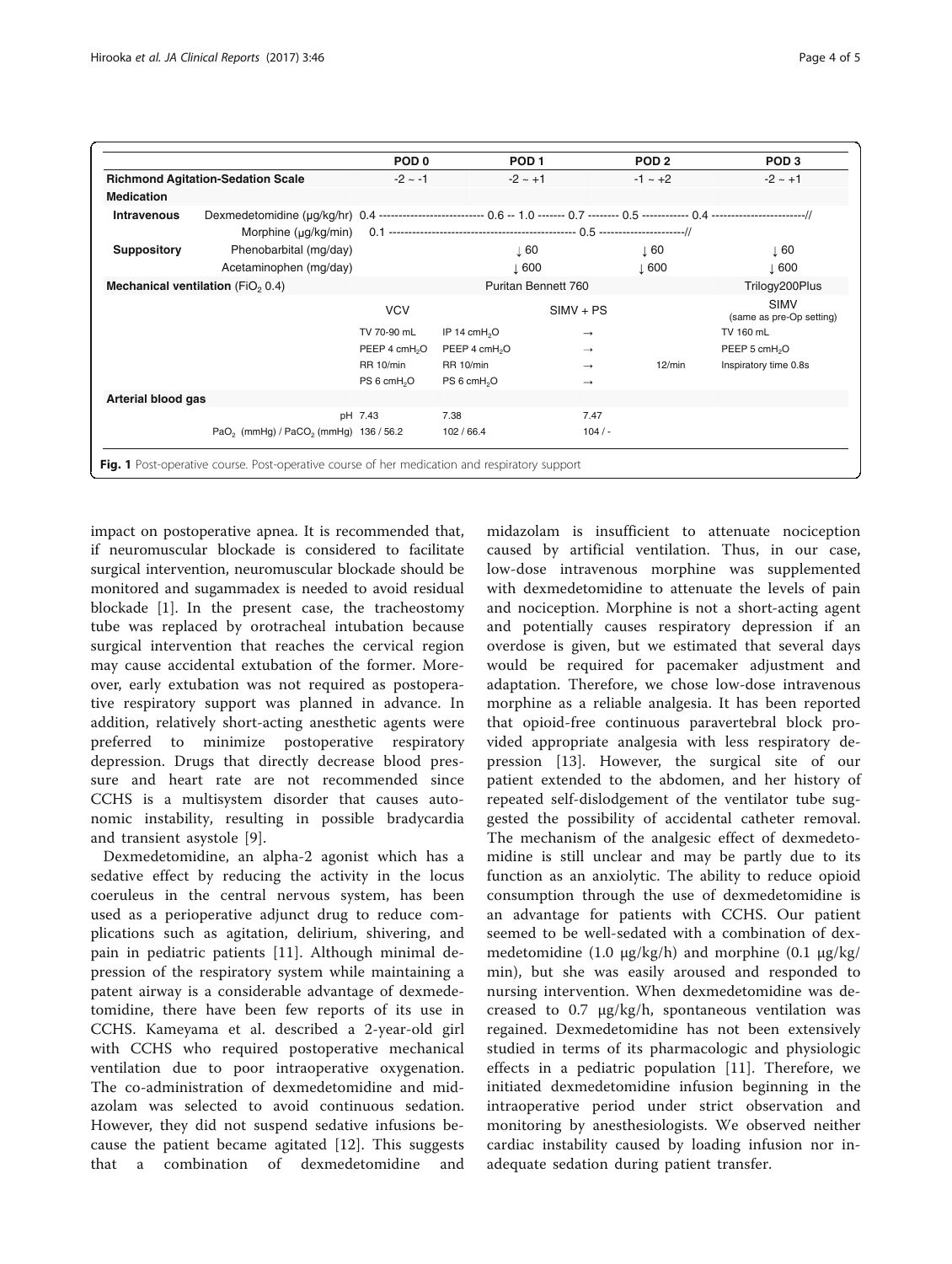| | | POD 0 | | POD 1 | | POD 2 | POD 3 |
|---|---|---|---|---|---|---|---|
| **Richmond Agitation-Sedation Scale** | | −2 ~ −1 | | −2 ~ +1 | | −1 ~ +2 | −2 ~ +1 |
| **Medication** | | | | | | | |
| **Intravenous** | Dexmedetomidine (μg/kg/hr) | 0.4 --------------------------- 0.6 -- 1.0 ------- 0.7 -------- 0.5 ------------ 0.4 ------------------------// | | | | | |
| | Morphine (μg/kg/min) | 0.1 ------------------------------------------------- 0.5 ----------------------// | | | | | |
| **Suppository** | Phenobarbital (mg/day) | | | ↓ 60 | | ↓ 60 | ↓ 60 |
| | Acetaminophen (mg/day) | | | ↓ 600 | | ↓ 600 | ↓ 600 |
| **Mechanical ventilation** ($FiO_2$ 0.4) | | | | Puritan Bennett 760 | | | Trilogy200Plus |
| | | VCV | | SIMV + PS | | | SIMV (same as pre-Op setting) |
| | | TV 70-90 mL | IP 14 $cmH_2O$ | | → | | TV 160 mL |
| | | PEEP 4 $cmH_2O$ | PEEP 4 $cmH_2O$ | | → | | PEEP 5 $cmH_2O$ |
| | | RR 10/min | RR 10/min | | → | 12/min | Inspiratory time 0.8s |
| | | PS 6 $cmH_2O$ | PS 6 $cmH_2O$ | | → | | |
| **Arterial blood gas** | | | | | | | |
| | pH | 7.43 | 7.38 | | 7.47 | | |
| | $PaO_2$ (mmHg) / $PaCO_2$ (mmHg) | 136 / 56.2 | 102 / 66.4 | | 104 / - | | |

**Fig. 1** Post-operative course. Post-operative course of her medication and respiratory support

impact on postoperative apnea. It is recommended that, if neuromuscular blockade is considered to facilitate surgical intervention, neuromuscular blockade should be monitored and sugammadex is needed to avoid residual blockade [1]. In the present case, the tracheostomy tube was replaced by orotracheal intubation because surgical intervention that reaches the cervical region may cause accidental extubation of the former. Moreover, early extubation was not required as postoperative respiratory support was planned in advance. In addition, relatively short-acting anesthetic agents were preferred to minimize postoperative respiratory depression. Drugs that directly decrease blood pressure and heart rate are not recommended since CCHS is a multisystem disorder that causes autonomic instability, resulting in possible bradycardia and transient asystole [9].

Dexmedetomidine, an alpha-2 agonist which has a sedative effect by reducing the activity in the locus coeruleus in the central nervous system, has been used as a perioperative adjunct drug to reduce complications such as agitation, delirium, shivering, and pain in pediatric patients [11]. Although minimal depression of the respiratory system while maintaining a patent airway is a considerable advantage of dexmedetomidine, there have been few reports of its use in CCHS. Kameyama et al. described a 2-year-old girl with CCHS who required postoperative mechanical ventilation due to poor intraoperative oxygenation. The co-administration of dexmedetomidine and midazolam was selected to avoid continuous sedation. However, they did not suspend sedative infusions because the patient became agitated [12]. This suggests that a combination of dexmedetomidine and midazolam is insufficient to attenuate nociception caused by artificial ventilation. Thus, in our case, low-dose intravenous morphine was supplemented with dexmedetomidine to attenuate the levels of pain and nociception. Morphine is not a short-acting agent and potentially causes respiratory depression if an overdose is given, but we estimated that several days would be required for pacemaker adjustment and adaptation. Therefore, we chose low-dose intravenous morphine as a reliable analgesia. It has been reported that opioid-free continuous paravertebral block provided appropriate analgesia with less respiratory depression [13]. However, the surgical site of our patient extended to the abdomen, and her history of repeated self-dislodgement of the ventilator tube suggested the possibility of accidental catheter removal. The mechanism of the analgesic effect of dexmedetomidine is still unclear and may be partly due to its function as an anxiolytic. The ability to reduce opioid consumption through the use of dexmedetomidine is an advantage for patients with CCHS. Our patient seemed to be well-sedated with a combination of dexmedetomidine (1.0 μg/kg/h) and morphine (0.1 μg/kg/min), but she was easily aroused and responded to nursing intervention. When dexmedetomidine was decreased to 0.7 μg/kg/h, spontaneous ventilation was regained. Dexmedetomidine has not been extensively studied in terms of its pharmacologic and physiologic effects in a pediatric population [11]. Therefore, we initiated dexmedetomidine infusion beginning in the intraoperative period under strict observation and monitoring by anesthesiologists. We observed neither cardiac instability caused by loading infusion nor inadequate sedation during patient transfer.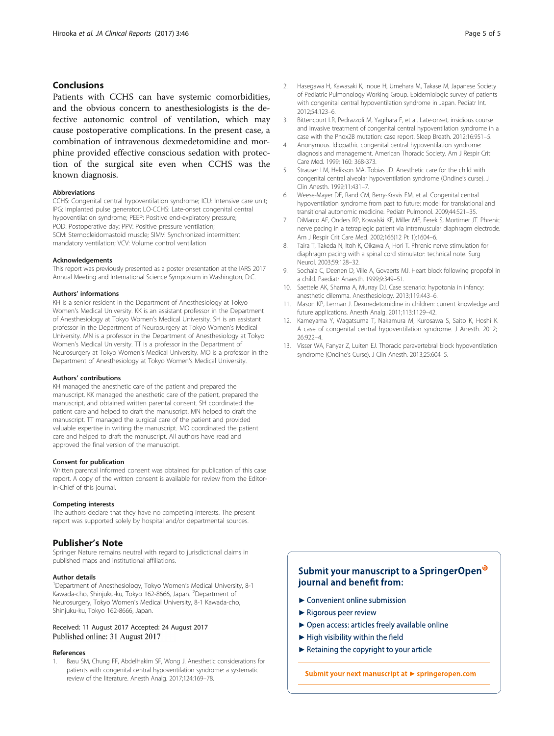## Conclusions

Patients with CCHS can have systemic comorbidities, and the obvious concern to anesthesiologists is the defective autonomic control of ventilation, which may cause postoperative complications. In the present case, a combination of intravenous dexmedetomidine and morphine provided effective conscious sedation with protection of the surgical site even when CCHS was the known diagnosis.

### Abbreviations

CCHS: Congenital central hypoventilation syndrome; ICU: Intensive care unit; IPG: Implanted pulse generator; LO-CCHS: Late-onset congenital central hypoventilation syndrome; PEEP: Positive end-expiratory pressure; POD: Postoperative day; PPV: Positive pressure ventilation; SCM: Sternocleidomastoid muscle; SIMV: Synchronized intermittent mandatory ventilation; VCV: Volume control ventilation

### Acknowledgements

This report was previously presented as a poster presentation at the IARS 2017 Annual Meeting and International Science Symposium in Washington, D.C.

### Authors' informations

KH is a senior resident in the Department of Anesthesiology at Tokyo Women's Medical University. KK is an assistant professor in the Department of Anesthesiology at Tokyo Women's Medical University. SH is an assistant professor in the Department of Neurosurgery at Tokyo Women's Medical University. MN is a professor in the Department of Anesthesiology at Tokyo Women's Medical University. TT is a professor in the Department of Neurosurgery at Tokyo Women's Medical University. MO is a professor in the Department of Anesthesiology at Tokyo Women's Medical University.

### Authors' contributions

KH managed the anesthetic care of the patient and prepared the manuscript. KK managed the anesthetic care of the patient, prepared the manuscript, and obtained written parental consent. SH coordinated the patient care and helped to draft the manuscript. MN helped to draft the manuscript. TT managed the surgical care of the patient and provided valuable expertise in writing the manuscript. MO coordinated the patient care and helped to draft the manuscript. All authors have read and approved the final version of the manuscript.

### Consent for publication

Written parental informed consent was obtained for publication of this case report. A copy of the written consent is available for review from the Editor-in-Chief of this journal.

### Competing interests

The authors declare that they have no competing interests. The present report was supported solely by hospital and/or departmental sources.

## Publisher's Note

Springer Nature remains neutral with regard to jurisdictional claims in published maps and institutional affiliations.

### Author details

[1]Department of Anesthesiology, Tokyo Women's Medical University, 8-1 Kawada-cho, Shinjuku-ku, Tokyo 162-8666, Japan. [2]Department of Neurosurgery, Tokyo Women's Medical University, 8-1 Kawada-cho, Shinjuku-ku, Tokyo 162-8666, Japan.

Received: 11 August 2017 Accepted: 24 August 2017
Published online: 31 August 2017

### References

1. Basu SM, Chung FF, AbdelHakim SF, Wong J. Anesthetic considerations for patients with congenital central hypoventilation syndrome: a systematic review of the literature. Anesth Analg. 2017;124:169–78.
2. Hasegawa H, Kawasaki K, Inoue H, Umehara M, Takase M, Japanese Society of Pediatric Pulmonology Working Group. Epidemiologic survey of patients with congenital central hypoventilation syndrome in Japan. Pediatr Int. 2012;54:123–6.
3. Bittencourt LR, Pedrazzoli M, Yagihara F, et al. Late-onset, insidious course and invasive treatment of congenital central hypoventilation syndrome in a case with the Phox2B mutation: case report. Sleep Breath. 2012;16:951–5.
4. Anonymous. Idiopathic congenital central hypoventilation syndrome: diagnosis and management. American Thoracic Society. Am J Respir Crit Care Med. 1999; 160: 368-373.
5. Strauser LM, Helikson MA, Tobias JD. Anesthetic care for the child with congenital central alveolar hypoventilation syndrome (Ondine's curse). J Clin Anesth. 1999;11:431–7.
6. Weese-Mayer DE, Rand CM, Berry-Kravis EM, et al. Congenital central hypoventilation syndrome from past to future: model for translational and transitional autonomic medicine. Pediatr Pulmonol. 2009;44:521–35.
7. DiMarco AF, Onders RP, Kowalski KE, Miller ME, Ferek S, Mortimer JT. Phrenic nerve pacing in a tetraplegic patient via intramuscular diaphragm electrode. Am J Respir Crit Care Med. 2002;166(12 Pt 1):1604–6.
8. Taira T, Takeda N, Itoh K, Oikawa A, Hori T. Phrenic nerve stimulation for diaphragm pacing with a spinal cord stimulator: technical note. Surg Neurol. 2003;59:128–32.
9. Sochala C, Deenen D, Ville A, Govaerts MJ. Heart block following propofol in a child. Paediatr Anaesth. 1999;9:349–51.
10. Saettele AK, Sharma A, Murray DJ. Case scenario: hypotonia in infancy: anesthetic dilemma. Anesthesiology. 2013;119:443–6.
11. Mason KP, Lerman J. Dexmedetomidine in children: current knowledge and future applications. Anesth Analg. 2011;113:1129–42.
12. Kameyama Y, Wagatsuma T, Nakamura M, Kurosawa S, Saito K, Hoshi K. A case of congenital central hypoventilation syndrome. J Anesth. 2012; 26:922–4.
13. Visser WA, Fanyar Z, Luiten EJ. Thoracic paravertebral block hypoventilation syndrome (Ondine's Curse). J Clin Anesth. 2013;25:604–5.

**Submit your manuscript to a SpringerOpen journal and benefit from:**

- ► Convenient online submission
- ► Rigorous peer review
- ► Open access: articles freely available online
- ► High visibility within the field
- ► Retaining the copyright to your article

Submit your next manuscript at ► springeropen.com